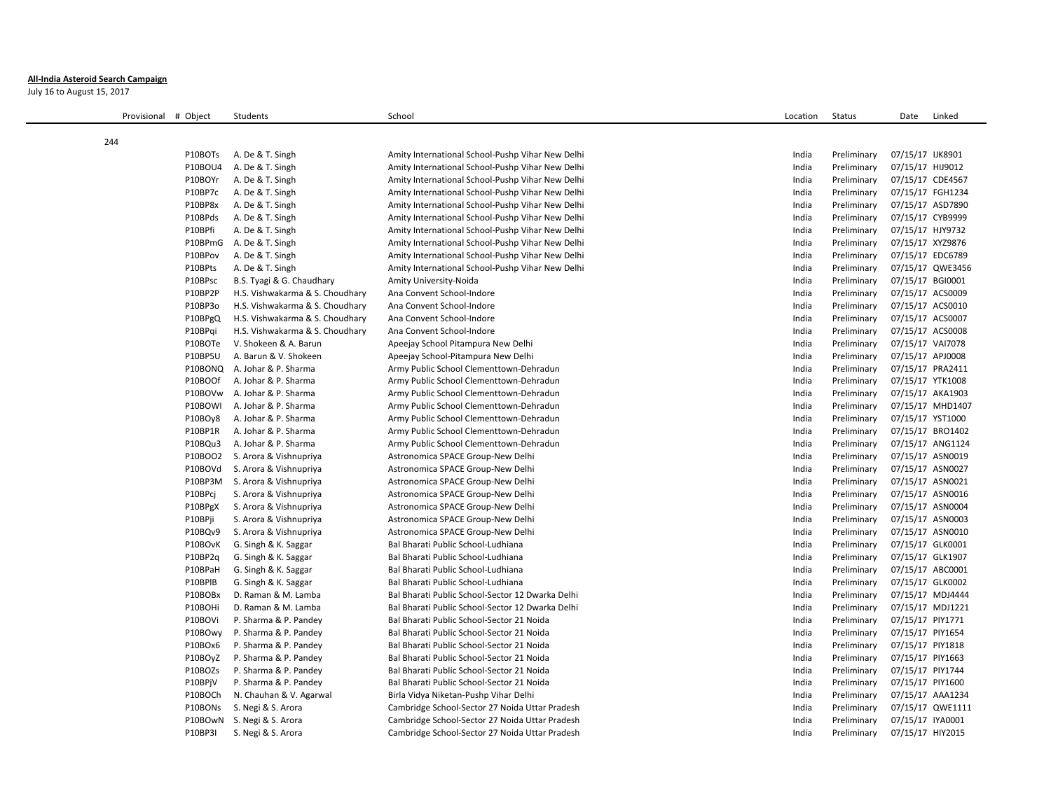**All-India Asteroid Search Campaign**

July 16 to August 15, 2017

| Provisional # | Object | Students | School | Location | Status | Date | Linked |
|---|---|---|---|---|---|---|---|
| 244 | | | | | | | |
| | P10BOTs | A. De & T. Singh | Amity International School-Pushp Vihar New Delhi | India | Preliminary | 07/15/17 | IJK8901 |
| | P10BOU4 | A. De & T. Singh | Amity International School-Pushp Vihar New Delhi | India | Preliminary | 07/15/17 | HIJ9012 |
| | P10BOYr | A. De & T. Singh | Amity International School-Pushp Vihar New Delhi | India | Preliminary | 07/15/17 | CDE4567 |
| | P10BP7c | A. De & T. Singh | Amity International School-Pushp Vihar New Delhi | India | Preliminary | 07/15/17 | FGH1234 |
| | P10BP8x | A. De & T. Singh | Amity International School-Pushp Vihar New Delhi | India | Preliminary | 07/15/17 | ASD7890 |
| | P10BPds | A. De & T. Singh | Amity International School-Pushp Vihar New Delhi | India | Preliminary | 07/15/17 | CYB9999 |
| | P10BPfi | A. De & T. Singh | Amity International School-Pushp Vihar New Delhi | India | Preliminary | 07/15/17 | HJY9732 |
| | P10BPmG | A. De & T. Singh | Amity International School-Pushp Vihar New Delhi | India | Preliminary | 07/15/17 | XYZ9876 |
| | P10BPov | A. De & T. Singh | Amity International School-Pushp Vihar New Delhi | India | Preliminary | 07/15/17 | EDC6789 |
| | P10BPts | A. De & T. Singh | Amity International School-Pushp Vihar New Delhi | India | Preliminary | 07/15/17 | QWE3456 |
| | P10BPsc | B.S. Tyagi & G. Chaudhary | Amity University-Noida | India | Preliminary | 07/15/17 | BGI0001 |
| | P10BP2P | H.S. Vishwakarma & S. Choudhary | Ana Convent School-Indore | India | Preliminary | 07/15/17 | ACS0009 |
| | P10BP3o | H.S. Vishwakarma & S. Choudhary | Ana Convent School-Indore | India | Preliminary | 07/15/17 | ACS0010 |
| | P10BPgQ | H.S. Vishwakarma & S. Choudhary | Ana Convent School-Indore | India | Preliminary | 07/15/17 | ACS0007 |
| | P10BPqi | H.S. Vishwakarma & S. Choudhary | Ana Convent School-Indore | India | Preliminary | 07/15/17 | ACS0008 |
| | P10BOTe | V. Shokeen & A. Barun | Apeejay School Pitampura New Delhi | India | Preliminary | 07/15/17 | VAI7078 |
| | P10BP5U | A. Barun & V. Shokeen | Apeejay School-Pitampura New Delhi | India | Preliminary | 07/15/17 | APJ0008 |
| | P10BONQ | A. Johar & P. Sharma | Army Public School Clementtown-Dehradun | India | Preliminary | 07/15/17 | PRA2411 |
| | P10BOOf | A. Johar & P. Sharma | Army Public School Clementtown-Dehradun | India | Preliminary | 07/15/17 | YTK1008 |
| | P10BOVw | A. Johar & P. Sharma | Army Public School Clementtown-Dehradun | India | Preliminary | 07/15/17 | AKA1903 |
| | P10BOWI | A. Johar & P. Sharma | Army Public School Clementtown-Dehradun | India | Preliminary | 07/15/17 | MHD1407 |
| | P10BOy8 | A. Johar & P. Sharma | Army Public School Clementtown-Dehradun | India | Preliminary | 07/15/17 | YST1000 |
| | P10BP1R | A. Johar & P. Sharma | Army Public School Clementtown-Dehradun | India | Preliminary | 07/15/17 | BRO1402 |
| | P10BQu3 | A. Johar & P. Sharma | Army Public School Clementtown-Dehradun | India | Preliminary | 07/15/17 | ANG1124 |
| | P10BOO2 | S. Arora & Vishnupriya | Astronomica SPACE Group-New Delhi | India | Preliminary | 07/15/17 | ASN0019 |
| | P10BOVd | S. Arora & Vishnupriya | Astronomica SPACE Group-New Delhi | India | Preliminary | 07/15/17 | ASN0027 |
| | P10BP3M | S. Arora & Vishnupriya | Astronomica SPACE Group-New Delhi | India | Preliminary | 07/15/17 | ASN0021 |
| | P10BPcj | S. Arora & Vishnupriya | Astronomica SPACE Group-New Delhi | India | Preliminary | 07/15/17 | ASN0016 |
| | P10BPgX | S. Arora & Vishnupriya | Astronomica SPACE Group-New Delhi | India | Preliminary | 07/15/17 | ASN0004 |
| | P10BPji | S. Arora & Vishnupriya | Astronomica SPACE Group-New Delhi | India | Preliminary | 07/15/17 | ASN0003 |
| | P10BQv9 | S. Arora & Vishnupriya | Astronomica SPACE Group-New Delhi | India | Preliminary | 07/15/17 | ASN0010 |
| | P10BOvK | G. Singh & K. Saggar | Bal Bharati Public School-Ludhiana | India | Preliminary | 07/15/17 | GLK0001 |
| | P10BP2q | G. Singh & K. Saggar | Bal Bharati Public School-Ludhiana | India | Preliminary | 07/15/17 | GLK1907 |
| | P10BPaH | G. Singh & K. Saggar | Bal Bharati Public School-Ludhiana | India | Preliminary | 07/15/17 | ABC0001 |
| | P10BPlB | G. Singh & K. Saggar | Bal Bharati Public School-Ludhiana | India | Preliminary | 07/15/17 | GLK0002 |
| | P10BOBx | D. Raman & M. Lamba | Bal Bharati Public School-Sector 12 Dwarka Delhi | India | Preliminary | 07/15/17 | MDJ4444 |
| | P10BOHi | D. Raman & M. Lamba | Bal Bharati Public School-Sector 12 Dwarka Delhi | India | Preliminary | 07/15/17 | MDJ1221 |
| | P10BOVi | P. Sharma & P. Pandey | Bal Bharati Public School-Sector 21 Noida | India | Preliminary | 07/15/17 | PIY1771 |
| | P10BOwy | P. Sharma & P. Pandey | Bal Bharati Public School-Sector 21 Noida | India | Preliminary | 07/15/17 | PIY1654 |
| | P10BOx6 | P. Sharma & P. Pandey | Bal Bharati Public School-Sector 21 Noida | India | Preliminary | 07/15/17 | PIY1818 |
| | P10BOyZ | P. Sharma & P. Pandey | Bal Bharati Public School-Sector 21 Noida | India | Preliminary | 07/15/17 | PIY1663 |
| | P10BOZs | P. Sharma & P. Pandey | Bal Bharati Public School-Sector 21 Noida | India | Preliminary | 07/15/17 | PIY1744 |
| | P10BPjV | P. Sharma & P. Pandey | Bal Bharati Public School-Sector 21 Noida | India | Preliminary | 07/15/17 | PIY1600 |
| | P10BOCh | N. Chauhan & V. Agarwal | Birla Vidya Niketan-Pushp Vihar Delhi | India | Preliminary | 07/15/17 | AAA1234 |
| | P10BONs | S. Negi & S. Arora | Cambridge School-Sector 27 Noida Uttar Pradesh | India | Preliminary | 07/15/17 | QWE1111 |
| | P10BOwN | S. Negi & S. Arora | Cambridge School-Sector 27 Noida Uttar Pradesh | India | Preliminary | 07/15/17 | IYA0001 |
| | P10BP3I | S. Negi & S. Arora | Cambridge School-Sector 27 Noida Uttar Pradesh | India | Preliminary | 07/15/17 | HIY2015 |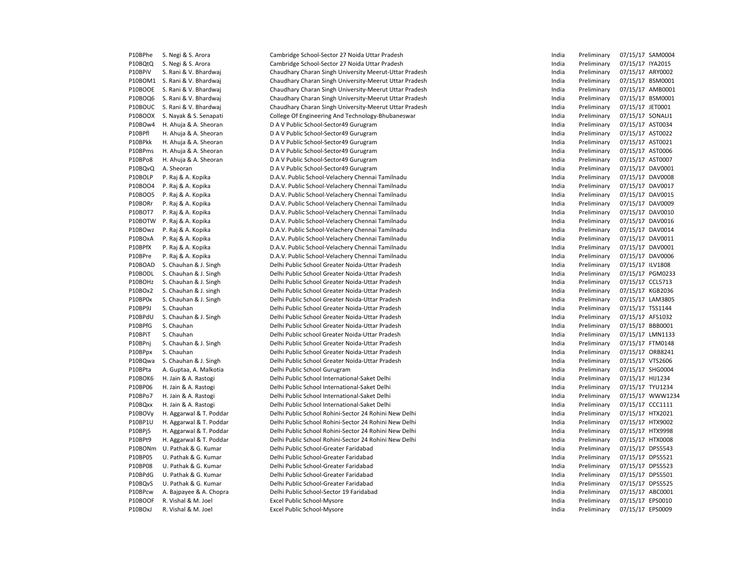| | | | | | | |
|---|---|---|---|---|---|---|
| P10BPhe | S. Negi & S. Arora | Cambridge School-Sector 27 Noida Uttar Pradesh | India | Preliminary | 07/15/17 | SAM0004 |
| P10BQtQ | S. Negi & S. Arora | Cambridge School-Sector 27 Noida Uttar Pradesh | India | Preliminary | 07/15/17 | IYA2015 |
| P10BPiV | S. Rani & V. Bhardwaj | Chaudhary Charan Singh University Meerut-Uttar Pradesh | India | Preliminary | 07/15/17 | ARY0002 |
| P10BOM1 | S. Rani & V. Bhardwaj | Chaudhary Charan Singh University-Meerut Uttar Pradesh | India | Preliminary | 07/15/17 | BSM0001 |
| P10BOOE | S. Rani & V. Bhardwaj | Chaudhary Charan Singh University-Meerut Uttar Pradesh | India | Preliminary | 07/15/17 | AMB0001 |
| P10BOQ6 | S. Rani & V. Bhardwaj | Chaudhary Charan Singh University-Meerut Uttar Pradesh | India | Preliminary | 07/15/17 | BSM0001 |
| P10BOUC | S. Rani & V. Bhardwaj | Chaudhary Charan Singh University-Meerut Uttar Pradesh | India | Preliminary | 07/15/17 | JET0001 |
| P10BOOX | S. Nayak & S. Senapati | College Of Engineering And Technology-Bhubaneswar | India | Preliminary | 07/15/17 | SONALI1 |
| P10BOw4 | H. Ahuja & A. Sheoran | D A V Public School-Sector49 Gurugram | India | Preliminary | 07/15/17 | AST0034 |
| P10BPfl | H. Ahuja & A. Sheoran | D A V Public School-Sector49 Gurugram | India | Preliminary | 07/15/17 | AST0022 |
| P10BPkk | H. Ahuja & A. Sheoran | D A V Public School-Sector49 Gurugram | India | Preliminary | 07/15/17 | AST0021 |
| P10BPms | H. Ahuja & A. Sheoran | D A V Public School-Sector49 Gurugram | India | Preliminary | 07/15/17 | AST0006 |
| P10BPo8 | H. Ahuja & A. Sheoran | D A V Public School-Sector49 Gurugram | India | Preliminary | 07/15/17 | AST0007 |
| P10BQvQ | A. Sheoran | D A V Public School-Sector49 Gurugram | India | Preliminary | 07/15/17 | DAV0001 |
| P10BOLP | P. Raj & A. Kopika | D.A.V. Public School-Velachery Chennai Tamilnadu | India | Preliminary | 07/15/17 | DAV0008 |
| P10BOO4 | P. Raj & A. Kopika | D.A.V. Public School-Velachery Chennai Tamilnadu | India | Preliminary | 07/15/17 | DAV0017 |
| P10BOO5 | P. Raj & A. Kopika | D.A.V. Public School-Velachery Chennai Tamilnadu | India | Preliminary | 07/15/17 | DAV0015 |
| P10BORr | P. Raj & A. Kopika | D.A.V. Public School-Velachery Chennai Tamilnadu | India | Preliminary | 07/15/17 | DAV0009 |
| P10BOT7 | P. Raj & A. Kopika | D.A.V. Public School-Velachery Chennai Tamilnadu | India | Preliminary | 07/15/17 | DAV0010 |
| P10BOTW | P. Raj & A. Kopika | D.A.V. Public School-Velachery Chennai Tamilnadu | India | Preliminary | 07/15/17 | DAV0016 |
| P10BOwz | P. Raj & A. Kopika | D.A.V. Public School-Velachery Chennai Tamilnadu | India | Preliminary | 07/15/17 | DAV0014 |
| P10BOxA | P. Raj & A. Kopika | D.A.V. Public School-Velachery Chennai Tamilnadu | India | Preliminary | 07/15/17 | DAV0011 |
| P10BPfX | P. Raj & A. Kopika | D.A.V. Public School-Velachery Chennai Tamilnadu | India | Preliminary | 07/15/17 | DAV0001 |
| P10BPre | P. Raj & A. Kopika | D.A.V. Public School-Velachery Chennai Tamilnadu | India | Preliminary | 07/15/17 | DAV0006 |
| P10BOAD | S. Chauhan & J. Singh | Delhi Public School Greater Noida-Uttar Pradesh | India | Preliminary | 07/15/17 | ILV1808 |
| P10BODL | S. Chauhan & J. Singh | Delhi Public School Greater Noida-Uttar Pradesh | India | Preliminary | 07/15/17 | PGM0233 |
| P10BOHz | S. Chauhan & J. Singh | Delhi Public School Greater Noida-Uttar Pradesh | India | Preliminary | 07/15/17 | CCL5713 |
| P10BOx2 | S. Chauhan & J. singh | Delhi Public School Greater Noida-Uttar Pradesh | India | Preliminary | 07/15/17 | KGB2036 |
| P10BP0x | S. Chauhan & J. Singh | Delhi Public School Greater Noida-Uttar Pradesh | India | Preliminary | 07/15/17 | LAM3805 |
| P10BP9J | S. Chauhan | Delhi Public School Greater Noida-Uttar Pradesh | India | Preliminary | 07/15/17 | TSS1144 |
| P10BPdU | S. Chauhan & J. Singh | Delhi Public School Greater Noida-Uttar Pradesh | India | Preliminary | 07/15/17 | AFS1032 |
| P10BPfG | S. Chauhan | Delhi Public School Greater Noida-Uttar Pradesh | India | Preliminary | 07/15/17 | BBB0001 |
| P10BPiT | S. Chauhan | Delhi Public school Greater Noida-Uttar Pradesh | India | Preliminary | 07/15/17 | LMN1133 |
| P10BPnj | S. Chauhan & J. Singh | Delhi Public School Greater Noida-Uttar Pradesh | India | Preliminary | 07/15/17 | FTM0148 |
| P10BPpx | S. Chauhan | Delhi Public School Greater Noida-Uttar Pradesh | India | Preliminary | 07/15/17 | ORB8241 |
| P10BQwa | S. Chauhan & J. Singh | Delhi Public School Greater Noida-Uttar Pradesh | India | Preliminary | 07/15/17 | VTS2606 |
| P10BPta | A. Guptaa, A. Malkotia | Delhi Public School Gurugram | India | Preliminary | 07/15/17 | SHG0004 |
| P10BOK6 | H. Jain & A. Rastogi | Delhi Public School International-Saket Delhi | India | Preliminary | 07/15/17 | HIJ1234 |
| P10BP06 | H. Jain & A. Rastogi | Delhi Public School International-Saket Delhi | India | Preliminary | 07/15/17 | TYU1234 |
| P10BPo7 | H. Jain & A. Rastogi | Delhi Public School International-Saket Delhi | India | Preliminary | 07/15/17 | WWW1234 |
| P10BQxx | H. Jain & A. Rastogi | Delhi Public School International-Saket Delhi | India | Preliminary | 07/15/17 | CCC1111 |
| P10BOVy | H. Aggarwal & T. Poddar | Delhi Public School Rohini-Sector 24 Rohini New Delhi | India | Preliminary | 07/15/17 | HTX2021 |
| P10BP1U | H. Aggarwal & T. Poddar | Delhi Public School Rohini-Sector 24 Rohini New Delhi | India | Preliminary | 07/15/17 | HTX9002 |
| P10BPj5 | H. Aggarwal & T. Poddar | Delhi Public School Rohini-Sector 24 Rohini New Delhi | India | Preliminary | 07/15/17 | HTX9998 |
| P10BPt9 | H. Aggarwal & T. Poddar | Delhi Public School Rohini-Sector 24 Rohini New Delhi | India | Preliminary | 07/15/17 | HTX0008 |
| P10BONm | U. Pathak & G. Kumar | Delhi Public School-Greater Faridabad | India | Preliminary | 07/15/17 | DPS5543 |
| P10BP05 | U. Pathak & G. Kumar | Delhi Public School-Greater Faridabad | India | Preliminary | 07/15/17 | DPS5521 |
| P10BP08 | U. Pathak & G. Kumar | Delhi Public School-Greater Faridabad | India | Preliminary | 07/15/17 | DPS5523 |
| P10BPdG | U. Pathak & G. Kumar | Delhi Public School-Greater Faridabad | India | Preliminary | 07/15/17 | DPS5501 |
| P10BQvS | U. Pathak & G. Kumar | Delhi Public School-Greater Faridabad | India | Preliminary | 07/15/17 | DPS5525 |
| P10BPcw | A. Bajpayee & A. Chopra | Delhi Public School-Sector 19 Faridabad | India | Preliminary | 07/15/17 | ABC0001 |
| P10BOOF | R. Vishal & M. Joel | Excel Public School-Mysore | India | Preliminary | 07/15/17 | EPS0010 |
| P10BOxJ | R. Vishal & M. Joel | Excel Public School-Mysore | India | Preliminary | 07/15/17 | EPS0009 |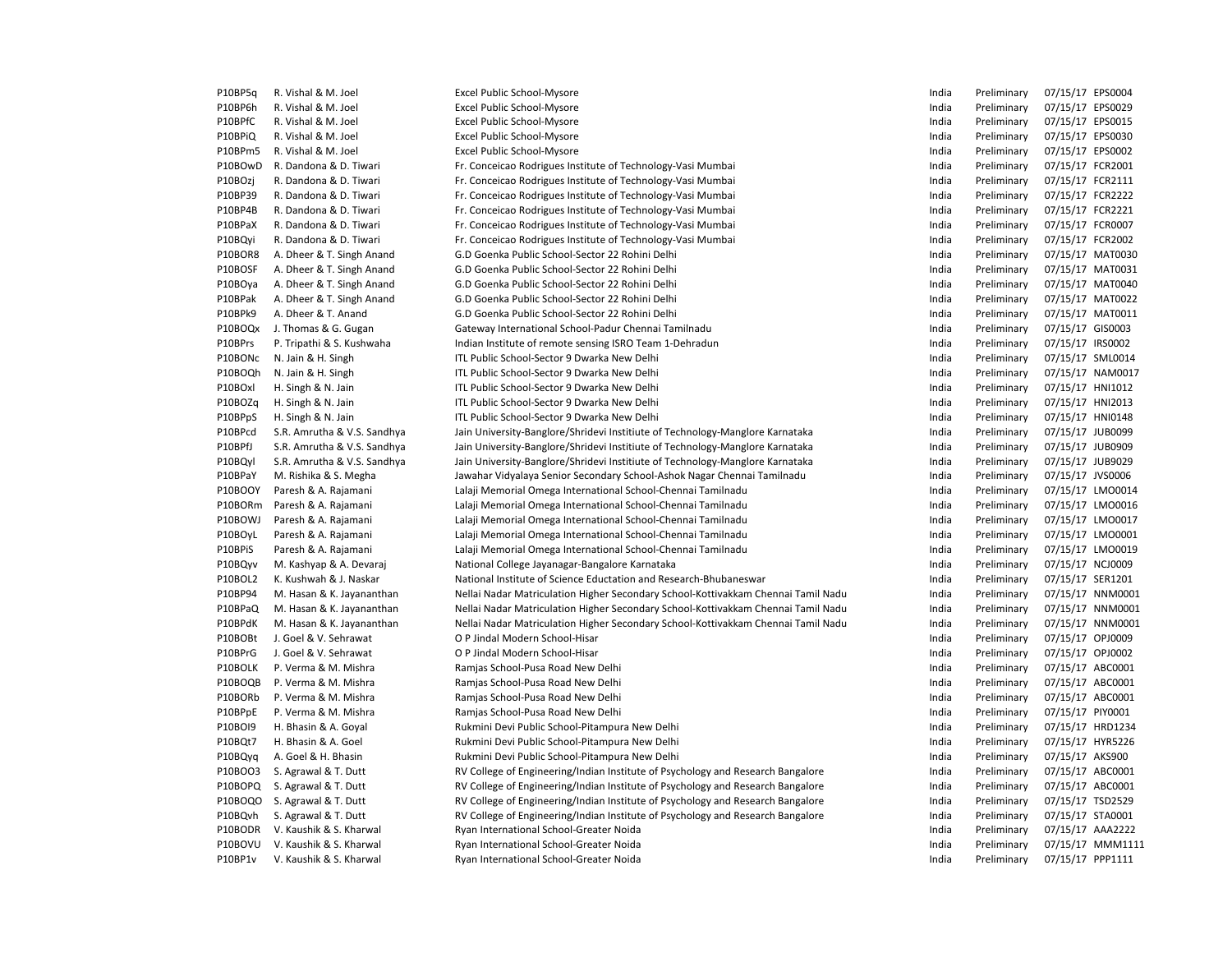| | | | | | | |
|---|---|---|---|---|---|---|
| P10BP5q | R. Vishal & M. Joel | Excel Public School-Mysore | India | Preliminary | 07/15/17 | EPS0004 |
| P10BP6h | R. Vishal & M. Joel | Excel Public School-Mysore | India | Preliminary | 07/15/17 | EPS0029 |
| P10BPfC | R. Vishal & M. Joel | Excel Public School-Mysore | India | Preliminary | 07/15/17 | EPS0015 |
| P10BPiQ | R. Vishal & M. Joel | Excel Public School-Mysore | India | Preliminary | 07/15/17 | EPS0030 |
| P10BPm5 | R. Vishal & M. Joel | Excel Public School-Mysore | India | Preliminary | 07/15/17 | EPS0002 |
| P10BOwD | R. Dandona & D. Tiwari | Fr. Conceicao Rodrigues Institute of Technology-Vasi Mumbai | India | Preliminary | 07/15/17 | FCR2001 |
| P10BOzj | R. Dandona & D. Tiwari | Fr. Conceicao Rodrigues Institute of Technology-Vasi Mumbai | India | Preliminary | 07/15/17 | FCR2111 |
| P10BP39 | R. Dandona & D. Tiwari | Fr. Conceicao Rodrigues Institute of Technology-Vasi Mumbai | India | Preliminary | 07/15/17 | FCR2222 |
| P10BP4B | R. Dandona & D. Tiwari | Fr. Conceicao Rodrigues Institute of Technology-Vasi Mumbai | India | Preliminary | 07/15/17 | FCR2221 |
| P10BPaX | R. Dandona & D. Tiwari | Fr. Conceicao Rodrigues Institute of Technology-Vasi Mumbai | India | Preliminary | 07/15/17 | FCR0007 |
| P10BQyi | R. Dandona & D. Tiwari | Fr. Conceicao Rodrigues Institute of Technology-Vasi Mumbai | India | Preliminary | 07/15/17 | FCR2002 |
| P10BOR8 | A. Dheer & T. Singh Anand | G.D Goenka Public School-Sector 22 Rohini Delhi | India | Preliminary | 07/15/17 | MAT0030 |
| P10BOSF | A. Dheer & T. Singh Anand | G.D Goenka Public School-Sector 22 Rohini Delhi | India | Preliminary | 07/15/17 | MAT0031 |
| P10BOya | A. Dheer & T. Singh Anand | G.D Goenka Public School-Sector 22 Rohini Delhi | India | Preliminary | 07/15/17 | MAT0040 |
| P10BPak | A. Dheer & T. Singh Anand | G.D Goenka Public School-Sector 22 Rohini Delhi | India | Preliminary | 07/15/17 | MAT0022 |
| P10BPk9 | A. Dheer & T. Anand | G.D Goenka Public School-Sector 22 Rohini Delhi | India | Preliminary | 07/15/17 | MAT0011 |
| P10BOQx | J. Thomas & G. Gugan | Gateway International School-Padur Chennai Tamilnadu | India | Preliminary | 07/15/17 | GIS0003 |
| P10BPrs | P. Tripathi & S. Kushwaha | Indian Institute of remote sensing ISRO Team 1-Dehradun | India | Preliminary | 07/15/17 | IRS0002 |
| P10BONc | N. Jain & H. Singh | ITL Public School-Sector 9 Dwarka New Delhi | India | Preliminary | 07/15/17 | SML0014 |
| P10BOQh | N. Jain & H. Singh | ITL Public School-Sector 9 Dwarka New Delhi | India | Preliminary | 07/15/17 | NAM0017 |
| P10BOxl | H. Singh & N. Jain | ITL Public School-Sector 9 Dwarka New Delhi | India | Preliminary | 07/15/17 | HNI1012 |
| P10BOZq | H. Singh & N. Jain | ITL Public School-Sector 9 Dwarka New Delhi | India | Preliminary | 07/15/17 | HNI2013 |
| P10BPpS | H. Singh & N. Jain | ITL Public School-Sector 9 Dwarka New Delhi | India | Preliminary | 07/15/17 | HNI0148 |
| P10BPcd | S.R. Amrutha & V.S. Sandhya | Jain University-Banglore/Shridevi Institiute of Technology-Manglore Karnataka | India | Preliminary | 07/15/17 | JUB0099 |
| P10BPfJ | S.R. Amrutha & V.S. Sandhya | Jain University-Banglore/Shridevi Institiute of Technology-Manglore Karnataka | India | Preliminary | 07/15/17 | JUB0909 |
| P10BQyl | S.R. Amrutha & V.S. Sandhya | Jain University-Banglore/Shridevi Institiute of Technology-Manglore Karnataka | India | Preliminary | 07/15/17 | JUB9029 |
| P10BPaY | M. Rishika & S. Megha | Jawahar Vidyalaya Senior Secondary School-Ashok Nagar Chennai Tamilnadu | India | Preliminary | 07/15/17 | JVS0006 |
| P10BOOY | Paresh & A. Rajamani | Lalaji Memorial Omega International School-Chennai Tamilnadu | India | Preliminary | 07/15/17 | LMO0014 |
| P10BORm | Paresh & A. Rajamani | Lalaji Memorial Omega International School-Chennai Tamilnadu | India | Preliminary | 07/15/17 | LMO0016 |
| P10BOWJ | Paresh & A. Rajamani | Lalaji Memorial Omega International School-Chennai Tamilnadu | India | Preliminary | 07/15/17 | LMO0017 |
| P10BOyL | Paresh & A. Rajamani | Lalaji Memorial Omega International School-Chennai Tamilnadu | India | Preliminary | 07/15/17 | LMO0001 |
| P10BPiS | Paresh & A. Rajamani | Lalaji Memorial Omega International School-Chennai Tamilnadu | India | Preliminary | 07/15/17 | LMO0019 |
| P10BQyv | M. Kashyap & A. Devaraj | National College Jayanagar-Bangalore Karnataka | India | Preliminary | 07/15/17 | NCJ0009 |
| P10BOL2 | K. Kushwah & J. Naskar | National Institute of Science Eductation and Research-Bhubaneswar | India | Preliminary | 07/15/17 | SER1201 |
| P10BP94 | M. Hasan & K. Jayananthan | Nellai Nadar Matriculation Higher Secondary School-Kottivakkam Chennai Tamil Nadu | India | Preliminary | 07/15/17 | NNM0001 |
| P10BPaQ | M. Hasan & K. Jayananthan | Nellai Nadar Matriculation Higher Secondary School-Kottivakkam Chennai Tamil Nadu | India | Preliminary | 07/15/17 | NNM0001 |
| P10BPdK | M. Hasan & K. Jayananthan | Nellai Nadar Matriculation Higher Secondary School-Kottivakkam Chennai Tamil Nadu | India | Preliminary | 07/15/17 | NNM0001 |
| P10BOBt | J. Goel & V. Sehrawat | O P Jindal Modern School-Hisar | India | Preliminary | 07/15/17 | OPJ0009 |
| P10BPrG | J. Goel & V. Sehrawat | O P Jindal Modern School-Hisar | India | Preliminary | 07/15/17 | OPJ0002 |
| P10BOLK | P. Verma & M. Mishra | Ramjas School-Pusa Road New Delhi | India | Preliminary | 07/15/17 | ABC0001 |
| P10BOQB | P. Verma & M. Mishra | Ramjas School-Pusa Road New Delhi | India | Preliminary | 07/15/17 | ABC0001 |
| P10BORb | P. Verma & M. Mishra | Ramjas School-Pusa Road New Delhi | India | Preliminary | 07/15/17 | ABC0001 |
| P10BPpE | P. Verma & M. Mishra | Ramjas School-Pusa Road New Delhi | India | Preliminary | 07/15/17 | PIY0001 |
| P10BOI9 | H. Bhasin & A. Goyal | Rukmini Devi Public School-Pitampura New Delhi | India | Preliminary | 07/15/17 | HRD1234 |
| P10BQt7 | H. Bhasin & A. Goel | Rukmini Devi Public School-Pitampura New Delhi | India | Preliminary | 07/15/17 | HYR5226 |
| P10BQyq | A. Goel & H. Bhasin | Rukmini Devi Public School-Pitampura New Delhi | India | Preliminary | 07/15/17 | AKS900 |
| P10BOO3 | S. Agrawal & T. Dutt | RV College of Engineering/Indian Institute of Psychology and Research Bangalore | India | Preliminary | 07/15/17 | ABC0001 |
| P10BOPQ | S. Agrawal & T. Dutt | RV College of Engineering/Indian Institute of Psychology and Research Bangalore | India | Preliminary | 07/15/17 | ABC0001 |
| P10BOQO | S. Agrawal & T. Dutt | RV College of Engineering/Indian Institute of Psychology and Research Bangalore | India | Preliminary | 07/15/17 | TSD2529 |
| P10BQvh | S. Agrawal & T. Dutt | RV College of Engineering/Indian Institute of Psychology and Research Bangalore | India | Preliminary | 07/15/17 | STA0001 |
| P10BODR | V. Kaushik & S. Kharwal | Ryan International School-Greater Noida | India | Preliminary | 07/15/17 | AAA2222 |
| P10BOVU | V. Kaushik & S. Kharwal | Ryan International School-Greater Noida | India | Preliminary | 07/15/17 | MMM1111 |
| P10BP1v | V. Kaushik & S. Kharwal | Ryan International School-Greater Noida | India | Preliminary | 07/15/17 | PPP1111 |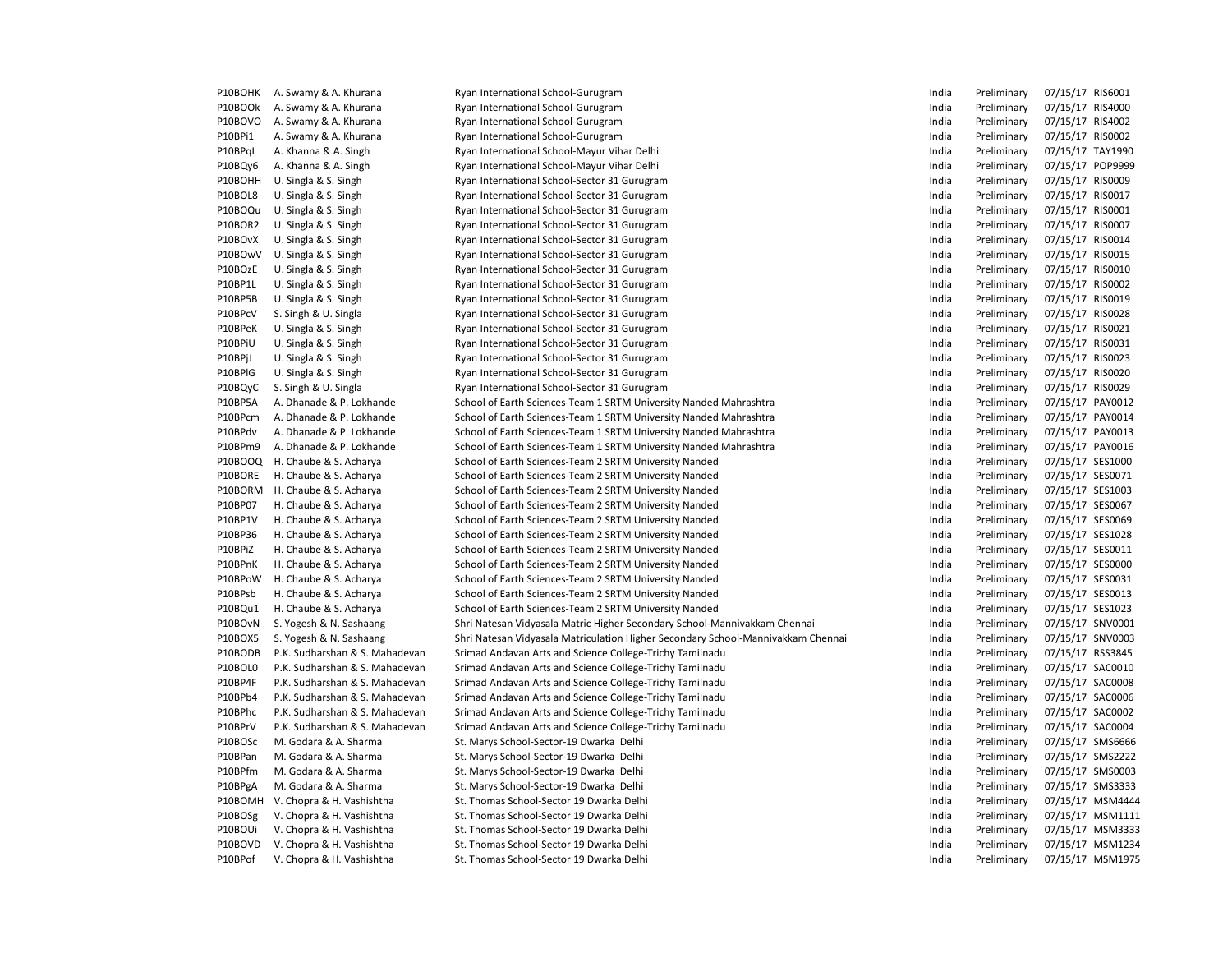| | | | | | | |
|---|---|---|---|---|---|---|
| P10BOHK | A. Swamy & A. Khurana | Ryan International School-Gurugram | India | Preliminary | 07/15/17 | RIS6001 |
| P10BOOk | A. Swamy & A. Khurana | Ryan International School-Gurugram | India | Preliminary | 07/15/17 | RIS4000 |
| P10BOVO | A. Swamy & A. Khurana | Ryan International School-Gurugram | India | Preliminary | 07/15/17 | RIS4002 |
| P10BPi1 | A. Swamy & A. Khurana | Ryan International School-Gurugram | India | Preliminary | 07/15/17 | RIS0002 |
| P10BPqI | A. Khanna & A. Singh | Ryan International School-Mayur Vihar Delhi | India | Preliminary | 07/15/17 | TAY1990 |
| P10BQy6 | A. Khanna & A. Singh | Ryan International School-Mayur Vihar Delhi | India | Preliminary | 07/15/17 | POP9999 |
| P10BOHH | U. Singla & S. Singh | Ryan International School-Sector 31 Gurugram | India | Preliminary | 07/15/17 | RIS0009 |
| P10BOL8 | U. Singla & S. Singh | Ryan International School-Sector 31 Gurugram | India | Preliminary | 07/15/17 | RIS0017 |
| P10BOQu | U. Singla & S. Singh | Ryan International School-Sector 31 Gurugram | India | Preliminary | 07/15/17 | RIS0001 |
| P10BOR2 | U. Singla & S. Singh | Ryan International School-Sector 31 Gurugram | India | Preliminary | 07/15/17 | RIS0007 |
| P10BOvX | U. Singla & S. Singh | Ryan International School-Sector 31 Gurugram | India | Preliminary | 07/15/17 | RIS0014 |
| P10BOwV | U. Singla & S. Singh | Ryan International School-Sector 31 Gurugram | India | Preliminary | 07/15/17 | RIS0015 |
| P10BOzE | U. Singla & S. Singh | Ryan International School-Sector 31 Gurugram | India | Preliminary | 07/15/17 | RIS0010 |
| P10BP1L | U. Singla & S. Singh | Ryan International School-Sector 31 Gurugram | India | Preliminary | 07/15/17 | RIS0002 |
| P10BP5B | U. Singla & S. Singh | Ryan International School-Sector 31 Gurugram | India | Preliminary | 07/15/17 | RIS0019 |
| P10BPcV | S. Singh & U. Singla | Ryan International School-Sector 31 Gurugram | India | Preliminary | 07/15/17 | RIS0028 |
| P10BPeK | U. Singla & S. Singh | Ryan International School-Sector 31 Gurugram | India | Preliminary | 07/15/17 | RIS0021 |
| P10BPiU | U. Singla & S. Singh | Ryan International School-Sector 31 Gurugram | India | Preliminary | 07/15/17 | RIS0031 |
| P10BPjJ | U. Singla & S. Singh | Ryan International School-Sector 31 Gurugram | India | Preliminary | 07/15/17 | RIS0023 |
| P10BPlG | U. Singla & S. Singh | Ryan International School-Sector 31 Gurugram | India | Preliminary | 07/15/17 | RIS0020 |
| P10BQyC | S. Singh & U. Singla | Ryan International School-Sector 31 Gurugram | India | Preliminary | 07/15/17 | RIS0029 |
| P10BP5A | A. Dhanade & P. Lokhande | School of Earth Sciences-Team 1 SRTM University Nanded Mahrashtra | India | Preliminary | 07/15/17 | PAY0012 |
| P10BPcm | A. Dhanade & P. Lokhande | School of Earth Sciences-Team 1 SRTM University Nanded Mahrashtra | India | Preliminary | 07/15/17 | PAY0014 |
| P10BPdv | A. Dhanade & P. Lokhande | School of Earth Sciences-Team 1 SRTM University Nanded Mahrashtra | India | Preliminary | 07/15/17 | PAY0013 |
| P10BPm9 | A. Dhanade & P. Lokhande | School of Earth Sciences-Team 1 SRTM University Nanded Mahrashtra | India | Preliminary | 07/15/17 | PAY0016 |
| P10BOOQ | H. Chaube & S. Acharya | School of Earth Sciences-Team 2 SRTM University Nanded | India | Preliminary | 07/15/17 | SES1000 |
| P10BORE | H. Chaube & S. Acharya | School of Earth Sciences-Team 2 SRTM University Nanded | India | Preliminary | 07/15/17 | SES0071 |
| P10BORM | H. Chaube & S. Acharya | School of Earth Sciences-Team 2 SRTM University Nanded | India | Preliminary | 07/15/17 | SES1003 |
| P10BP07 | H. Chaube & S. Acharya | School of Earth Sciences-Team 2 SRTM University Nanded | India | Preliminary | 07/15/17 | SES0067 |
| P10BP1V | H. Chaube & S. Acharya | School of Earth Sciences-Team 2 SRTM University Nanded | India | Preliminary | 07/15/17 | SES0069 |
| P10BP36 | H. Chaube & S. Acharya | School of Earth Sciences-Team 2 SRTM University Nanded | India | Preliminary | 07/15/17 | SES1028 |
| P10BPiZ | H. Chaube & S. Acharya | School of Earth Sciences-Team 2 SRTM University Nanded | India | Preliminary | 07/15/17 | SES0011 |
| P10BPnK | H. Chaube & S. Acharya | School of Earth Sciences-Team 2 SRTM University Nanded | India | Preliminary | 07/15/17 | SES0000 |
| P10BPoW | H. Chaube & S. Acharya | School of Earth Sciences-Team 2 SRTM University Nanded | India | Preliminary | 07/15/17 | SES0031 |
| P10BPsb | H. Chaube & S. Acharya | School of Earth Sciences-Team 2 SRTM University Nanded | India | Preliminary | 07/15/17 | SES0013 |
| P10BQu1 | H. Chaube & S. Acharya | School of Earth Sciences-Team 2 SRTM University Nanded | India | Preliminary | 07/15/17 | SES1023 |
| P10BOvN | S. Yogesh & N. Sashaang | Shri Natesan Vidyasala Matric Higher Secondary School-Mannivakkam Chennai | India | Preliminary | 07/15/17 | SNV0001 |
| P10BOX5 | S. Yogesh & N. Sashaang | Shri Natesan Vidyasala Matriculation Higher Secondary School-Mannivakkam Chennai | India | Preliminary | 07/15/17 | SNV0003 |
| P10BODB | P.K. Sudharshan & S. Mahadevan | Srimad Andavan Arts and Science College-Trichy Tamilnadu | India | Preliminary | 07/15/17 | RSS3845 |
| P10BOL0 | P.K. Sudharshan & S. Mahadevan | Srimad Andavan Arts and Science College-Trichy Tamilnadu | India | Preliminary | 07/15/17 | SAC0010 |
| P10BP4F | P.K. Sudharshan & S. Mahadevan | Srimad Andavan Arts and Science College-Trichy Tamilnadu | India | Preliminary | 07/15/17 | SAC0008 |
| P10BPb4 | P.K. Sudharshan & S. Mahadevan | Srimad Andavan Arts and Science College-Trichy Tamilnadu | India | Preliminary | 07/15/17 | SAC0006 |
| P10BPhc | P.K. Sudharshan & S. Mahadevan | Srimad Andavan Arts and Science College-Trichy Tamilnadu | India | Preliminary | 07/15/17 | SAC0002 |
| P10BPrV | P.K. Sudharshan & S. Mahadevan | Srimad Andavan Arts and Science College-Trichy Tamilnadu | India | Preliminary | 07/15/17 | SAC0004 |
| P10BOSc | M. Godara & A. Sharma | St. Marys School-Sector-19 Dwarka Delhi | India | Preliminary | 07/15/17 | SMS6666 |
| P10BPan | M. Godara & A. Sharma | St. Marys School-Sector-19 Dwarka Delhi | India | Preliminary | 07/15/17 | SMS2222 |
| P10BPfm | M. Godara & A. Sharma | St. Marys School-Sector-19 Dwarka Delhi | India | Preliminary | 07/15/17 | SMS0003 |
| P10BPgA | M. Godara & A. Sharma | St. Marys School-Sector-19 Dwarka Delhi | India | Preliminary | 07/15/17 | SMS3333 |
| P10BOMH | V. Chopra & H. Vashishtha | St. Thomas School-Sector 19 Dwarka Delhi | India | Preliminary | 07/15/17 | MSM4444 |
| P10BOSg | V. Chopra & H. Vashishtha | St. Thomas School-Sector 19 Dwarka Delhi | India | Preliminary | 07/15/17 | MSM1111 |
| P10BOUi | V. Chopra & H. Vashishtha | St. Thomas School-Sector 19 Dwarka Delhi | India | Preliminary | 07/15/17 | MSM3333 |
| P10BOVD | V. Chopra & H. Vashishtha | St. Thomas School-Sector 19 Dwarka Delhi | India | Preliminary | 07/15/17 | MSM1234 |
| P10BPof | V. Chopra & H. Vashishtha | St. Thomas School-Sector 19 Dwarka Delhi | India | Preliminary | 07/15/17 | MSM1975 |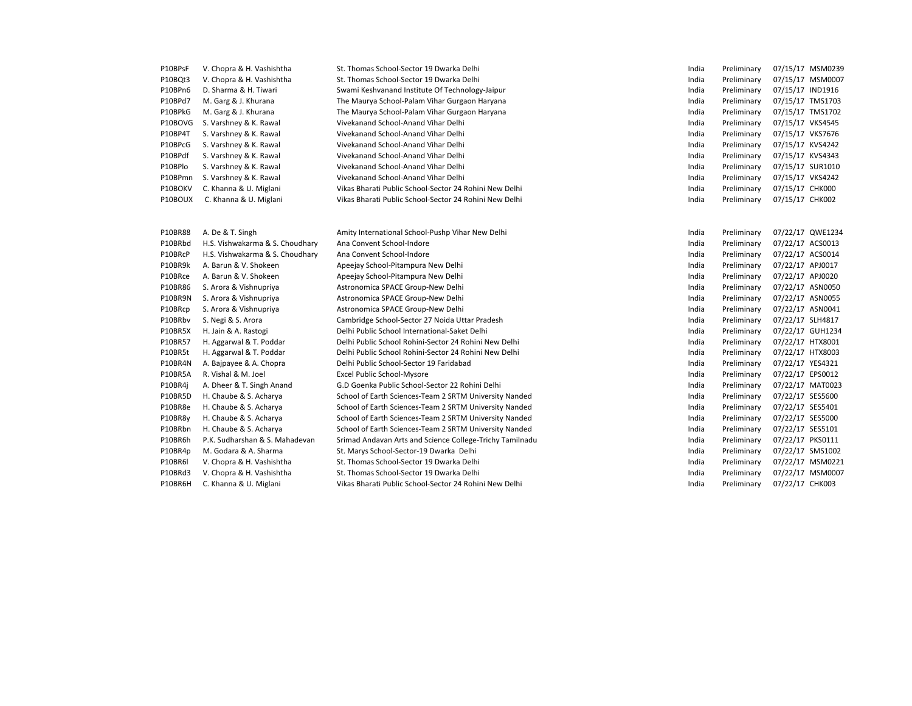| | | | | | | |
|---|---|---|---|---|---|---|
| P10BPsF | V. Chopra & H. Vashishtha | St. Thomas School-Sector 19 Dwarka Delhi | India | Preliminary | 07/15/17 | MSM0239 |
| P10BQt3 | V. Chopra & H. Vashishtha | St. Thomas School-Sector 19 Dwarka Delhi | India | Preliminary | 07/15/17 | MSM0007 |
| P10BPn6 | D. Sharma & H. Tiwari | Swami Keshvanand Institute Of Technology-Jaipur | India | Preliminary | 07/15/17 | IND1916 |
| P10BPd7 | M. Garg & J. Khurana | The Maurya School-Palam Vihar Gurgaon Haryana | India | Preliminary | 07/15/17 | TMS1703 |
| P10BPkG | M. Garg & J. Khurana | The Maurya School-Palam Vihar Gurgaon Haryana | India | Preliminary | 07/15/17 | TMS1702 |
| P10BOVG | S. Varshney & K. Rawal | Vivekanand School-Anand Vihar Delhi | India | Preliminary | 07/15/17 | VKS4545 |
| P10BP4T | S. Varshney & K. Rawal | Vivekanand School-Anand Vihar Delhi | India | Preliminary | 07/15/17 | VKS7676 |
| P10BPcG | S. Varshney & K. Rawal | Vivekanand School-Anand Vihar Delhi | India | Preliminary | 07/15/17 | KVS4242 |
| P10BPdf | S. Varshney & K. Rawal | Vivekanand School-Anand Vihar Delhi | India | Preliminary | 07/15/17 | KVS4343 |
| P10BPlo | S. Varshney & K. Rawal | Vivekanand School-Anand Vihar Delhi | India | Preliminary | 07/15/17 | SUR1010 |
| P10BPmn | S. Varshney & K. Rawal | Vivekanand School-Anand Vihar Delhi | India | Preliminary | 07/15/17 | VKS4242 |
| P10BOKV | C. Khanna & U. Miglani | Vikas Bharati Public School-Sector 24 Rohini New Delhi | India | Preliminary | 07/15/17 | CHK000 |
| P10BOUX | C. Khanna & U. Miglani | Vikas Bharati Public School-Sector 24 Rohini New Delhi | India | Preliminary | 07/15/17 | CHK002 |
| | | | | | | |
| P10BR88 | A. De & T. Singh | Amity International School-Pushp Vihar New Delhi | India | Preliminary | 07/22/17 | QWE1234 |
| P10BRbd | H.S. Vishwakarma & S. Choudhary | Ana Convent School-Indore | India | Preliminary | 07/22/17 | ACS0013 |
| P10BRcP | H.S. Vishwakarma & S. Choudhary | Ana Convent School-Indore | India | Preliminary | 07/22/17 | ACS0014 |
| P10BR9k | A. Barun & V. Shokeen | Apeejay School-Pitampura New Delhi | India | Preliminary | 07/22/17 | APJ0017 |
| P10BRce | A. Barun & V. Shokeen | Apeejay School-Pitampura New Delhi | India | Preliminary | 07/22/17 | APJ0020 |
| P10BR86 | S. Arora & Vishnupriya | Astronomica SPACE Group-New Delhi | India | Preliminary | 07/22/17 | ASN0050 |
| P10BR9N | S. Arora & Vishnupriya | Astronomica SPACE Group-New Delhi | India | Preliminary | 07/22/17 | ASN0055 |
| P10BRcp | S. Arora & Vishnupriya | Astronomica SPACE Group-New Delhi | India | Preliminary | 07/22/17 | ASN0041 |
| P10BRbv | S. Negi & S. Arora | Cambridge School-Sector 27 Noida Uttar Pradesh | India | Preliminary | 07/22/17 | SLH4817 |
| P10BR5X | H. Jain & A. Rastogi | Delhi Public School International-Saket Delhi | India | Preliminary | 07/22/17 | GUH1234 |
| P10BR57 | H. Aggarwal & T. Poddar | Delhi Public School Rohini-Sector 24 Rohini New Delhi | India | Preliminary | 07/22/17 | HTX8001 |
| P10BR5t | H. Aggarwal & T. Poddar | Delhi Public School Rohini-Sector 24 Rohini New Delhi | India | Preliminary | 07/22/17 | HTX8003 |
| P10BR4N | A. Bajpayee & A. Chopra | Delhi Public School-Sector 19 Faridabad | India | Preliminary | 07/22/17 | YES4321 |
| P10BR5A | R. Vishal & M. Joel | Excel Public School-Mysore | India | Preliminary | 07/22/17 | EPS0012 |
| P10BR4j | A. Dheer & T. Singh Anand | G.D Goenka Public School-Sector 22 Rohini Delhi | India | Preliminary | 07/22/17 | MAT0023 |
| P10BR5D | H. Chaube & S. Acharya | School of Earth Sciences-Team 2 SRTM University Nanded | India | Preliminary | 07/22/17 | SES5600 |
| P10BR8e | H. Chaube & S. Acharya | School of Earth Sciences-Team 2 SRTM University Nanded | India | Preliminary | 07/22/17 | SES5401 |
| P10BR8y | H. Chaube & S. Acharya | School of Earth Sciences-Team 2 SRTM University Nanded | India | Preliminary | 07/22/17 | SES5000 |
| P10BRbn | H. Chaube & S. Acharya | School of Earth Sciences-Team 2 SRTM University Nanded | India | Preliminary | 07/22/17 | SES5101 |
| P10BR6h | P.K. Sudharshan & S. Mahadevan | Srimad Andavan Arts and Science College-Trichy Tamilnadu | India | Preliminary | 07/22/17 | PKS0111 |
| P10BR4p | M. Godara & A. Sharma | St. Marys School-Sector-19 Dwarka Delhi | India | Preliminary | 07/22/17 | SMS1002 |
| P10BR6l | V. Chopra & H. Vashishtha | St. Thomas School-Sector 19 Dwarka Delhi | India | Preliminary | 07/22/17 | MSM0221 |
| P10BRd3 | V. Chopra & H. Vashishtha | St. Thomas School-Sector 19 Dwarka Delhi | India | Preliminary | 07/22/17 | MSM0007 |
| P10BR6H | C. Khanna & U. Miglani | Vikas Bharati Public School-Sector 24 Rohini New Delhi | India | Preliminary | 07/22/17 | CHK003 |